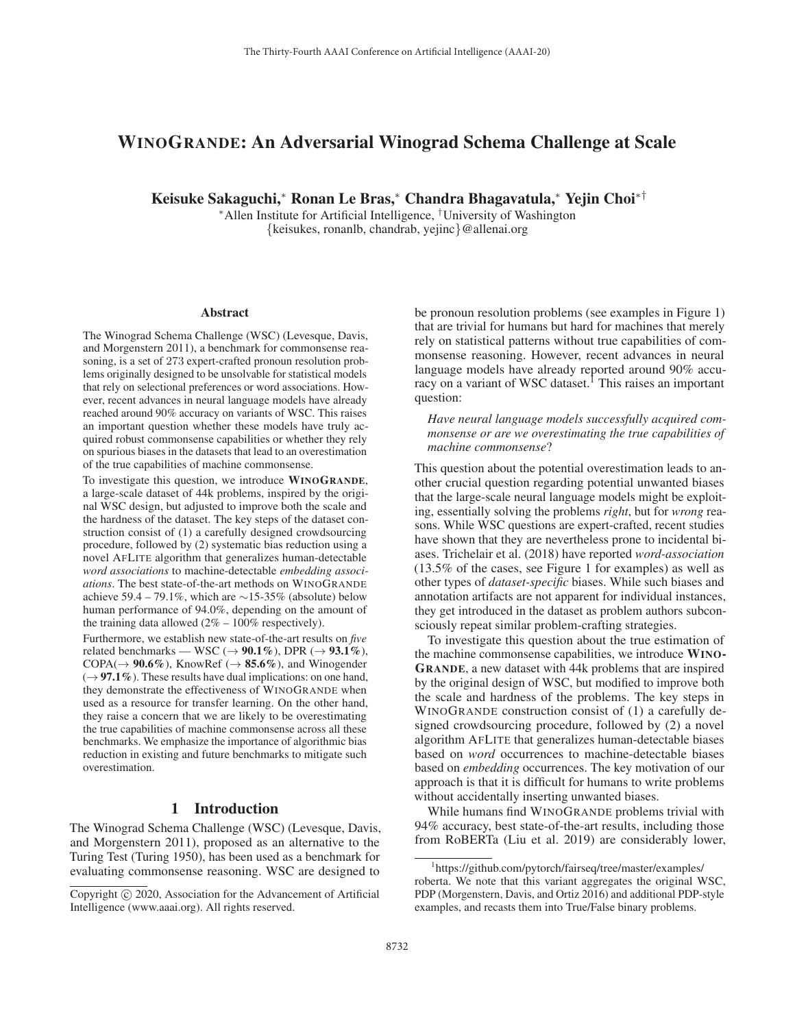# WINOGRANDE: An Adversarial Winograd Schema Challenge at Scale

**Keisuke Sakaguchi,[*] Ronan Le Bras,[*] Chandra Bhagavatula,[*] Yejin Choi[*†]**

[*]Allen Institute for Artificial Intelligence, [†]University of Washington
{keisukes, ronanlb, chandrab, yejinc}@allenai.org

## Abstract

The Winograd Schema Challenge (WSC) (Levesque, Davis, and Morgenstern 2011), a benchmark for commonsense reasoning, is a set of 273 expert-crafted pronoun resolution problems originally designed to be unsolvable for statistical models that rely on selectional preferences or word associations. However, recent advances in neural language models have already reached around 90% accuracy on variants of WSC. This raises an important question whether these models have truly acquired robust commonsense capabilities or whether they rely on spurious biases in the datasets that lead to an overestimation of the true capabilities of machine commonsense.

To investigate this question, we introduce **WINOGRANDE**, a large-scale dataset of 44k problems, inspired by the original WSC design, but adjusted to improve both the scale and the hardness of the dataset. The key steps of the dataset construction consist of (1) a carefully designed crowdsourcing procedure, followed by (2) systematic bias reduction using a novel AFLITE algorithm that generalizes human-detectable *word associations* to machine-detectable *embedding associations*. The best state-of-the-art methods on WINOGRANDE achieve 59.4 – 79.1%, which are ∼15-35% (absolute) below human performance of 94.0%, depending on the amount of the training data allowed (2% – 100% respectively).

Furthermore, we establish new state-of-the-art results on *five* related benchmarks — WSC (→ **90.1%**), DPR (→ **93.1%**), COPA(→ **90.6%**), KnowRef (→ **85.6%**), and Winogender (→ **97.1%**). These results have dual implications: on one hand, they demonstrate the effectiveness of WINOGRANDE when used as a resource for transfer learning. On the other hand, they raise a concern that we are likely to be overestimating the true capabilities of machine commonsense across all these benchmarks. We emphasize the importance of algorithmic bias reduction in existing and future benchmarks to mitigate such overestimation.

## 1 Introduction

The Winograd Schema Challenge (WSC) (Levesque, Davis, and Morgenstern 2011), proposed as an alternative to the Turing Test (Turing 1950), has been used as a benchmark for evaluating commonsense reasoning. WSC are designed to be pronoun resolution problems (see examples in Figure 1) that are trivial for humans but hard for machines that merely rely on statistical patterns without true capabilities of commonsense reasoning. However, recent advances in neural language models have already reported around 90% accuracy on a variant of WSC dataset.[1] This raises an important question:

> *Have neural language models successfully acquired commonsense or are we overestimating the true capabilities of machine commonsense*?

This question about the potential overestimation leads to another crucial question regarding potential unwanted biases that the large-scale neural language models might be exploiting, essentially solving the problems *right*, but for *wrong* reasons. While WSC questions are expert-crafted, recent studies have shown that they are nevertheless prone to incidental biases. Trichelair et al. (2018) have reported *word-association* (13.5% of the cases, see Figure 1 for examples) as well as other types of *dataset-specific* biases. While such biases and annotation artifacts are not apparent for individual instances, they get introduced in the dataset as problem authors subconsciously repeat similar problem-crafting strategies.

To investigate this question about the true estimation of the machine commonsense capabilities, we introduce **WINOGRANDE**, a new dataset with 44k problems that are inspired by the original design of WSC, but modified to improve both the scale and hardness of the problems. The key steps in WINOGRANDE construction consist of (1) a carefully designed crowdsourcing procedure, followed by (2) a novel algorithm AFLITE that generalizes human-detectable biases based on *word* occurrences to machine-detectable biases based on *embedding* occurrences. The key motivation of our approach is that it is difficult for humans to write problems without accidentally inserting unwanted biases.

While humans find WINOGRANDE problems trivial with 94% accuracy, best state-of-the-art results, including those from RoBERTa (Liu et al. 2019) are considerably lower,

[1]https://github.com/pytorch/fairseq/tree/master/examples/roberta. We note that this variant aggregates the original WSC, PDP (Morgenstern, Davis, and Ortiz 2016) and additional PDP-style examples, and recasts them into True/False binary problems.

Copyright © 2020, Association for the Advancement of Artificial Intelligence (www.aaai.org). All rights reserved.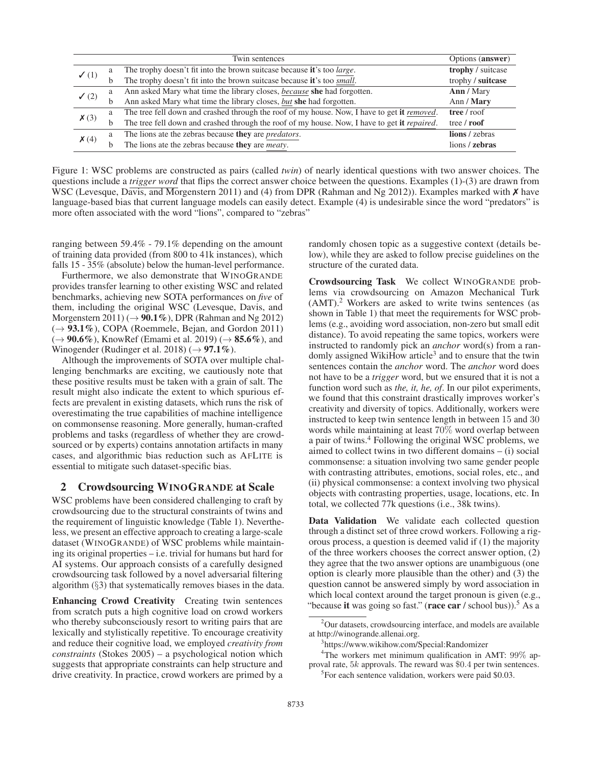| | | Twin sentences | Options (**answer**) |
|---|---|---|---|
| ✓ (1) | a | The trophy doesn't fit into the brown suitcase because **it**'s too *large*. | **trophy** / suitcase |
| | b | The trophy doesn't fit into the brown suitcase because **it**'s too *small*. | trophy / **suitcase** |
| ✓ (2) | a | Ann asked Mary what time the library closes, *because* **she** had forgotten. | **Ann** / Mary |
| | b | Ann asked Mary what time the library closes, *but* **she** had forgotten. | Ann / **Mary** |
| ✗ (3) | a | The tree fell down and crashed through the roof of my house. Now, I have to get **it** *removed*. | **tree** / roof |
| | b | The tree fell down and crashed through the roof of my house. Now, I have to get **it** *repaired*. | tree / **roof** |
| ✗ (4) | a | The lions ate the zebras because **they** are *predators*. | **lions** / zebras |
| | b | The lions ate the zebras because **they** are *meaty*. | lions / **zebras** |

Figure 1: WSC problems are constructed as pairs (called *twin*) of nearly identical questions with two answer choices. The questions include a *trigger word* that flips the correct answer choice between the questions. Examples (1)-(3) are drawn from WSC (Levesque, Davis, and Morgenstern 2011) and (4) from DPR (Rahman and Ng 2012)). Examples marked with ✗ have language-based bias that current language models can easily detect. Example (4) is undesirable since the word "predators" is more often associated with the word "lions", compared to "zebras"

ranging between 59.4% - 79.1% depending on the amount of training data provided (from 800 to 41k instances), which falls 15 - 35% (absolute) below the human-level performance.

Furthermore, we also demonstrate that WINOGRANDE provides transfer learning to other existing WSC and related benchmarks, achieving new SOTA performances on *five* of them, including the original WSC (Levesque, Davis, and Morgenstern 2011) (→ **90.1%**), DPR (Rahman and Ng 2012) (→ **93.1%**), COPA (Roemmele, Bejan, and Gordon 2011) (→ **90.6%**), KnowRef (Emami et al. 2019) (→ **85.6%**), and Winogender (Rudinger et al. 2018) (→ **97.1%**).

Although the improvements of SOTA over multiple challenging benchmarks are exciting, we cautiously note that these positive results must be taken with a grain of salt. The result might also indicate the extent to which spurious effects are prevalent in existing datasets, which runs the risk of overestimating the true capabilities of machine intelligence on commonsense reasoning. More generally, human-crafted problems and tasks (regardless of whether they are crowdsourced or by experts) contains annotation artifacts in many cases, and algorithmic bias reduction such as AFLITE is essential to mitigate such dataset-specific bias.

## 2 Crowdsourcing WINOGRANDE at Scale

WSC problems have been considered challenging to craft by crowdsourcing due to the structural constraints of twins and the requirement of linguistic knowledge (Table 1). Nevertheless, we present an effective approach to creating a large-scale dataset (WINOGRANDE) of WSC problems while maintaining its original properties – i.e. trivial for humans but hard for AI systems. Our approach consists of a carefully designed crowdsourcing task followed by a novel adversarial filtering algorithm (§3) that systematically removes biases in the data.

**Enhancing Crowd Creativity** Creating twin sentences from scratch puts a high cognitive load on crowd workers who thereby subconsciously resort to writing pairs that are lexically and stylistically repetitive. To encourage creativity and reduce their cognitive load, we employed *creativity from constraints* (Stokes 2005) – a psychological notion which suggests that appropriate constraints can help structure and drive creativity. In practice, crowd workers are primed by a randomly chosen topic as a suggestive context (details below), while they are asked to follow precise guidelines on the structure of the curated data.

**Crowdsourcing Task** We collect WINOGRANDE problems via crowdsourcing on Amazon Mechanical Turk (AMT).[2] Workers are asked to write twins sentences (as shown in Table 1) that meet the requirements for WSC problems (e.g., avoiding word association, non-zero but small edit distance). To avoid repeating the same topics, workers were instructed to randomly pick an *anchor* word(s) from a randomly assigned WikiHow article[3] and to ensure that the twin sentences contain the *anchor* word. The *anchor* word does not have to be a *trigger* word, but we ensured that it is not a function word such as *the, it, he, of*. In our pilot experiments, we found that this constraint drastically improves worker's creativity and diversity of topics. Additionally, workers were instructed to keep twin sentence length in between 15 and 30 words while maintaining at least 70% word overlap between a pair of twins.[4] Following the original WSC problems, we aimed to collect twins in two different domains – (i) social commonsense: a situation involving two same gender people with contrasting attributes, emotions, social roles, etc., and (ii) physical commonsense: a context involving two physical objects with contrasting properties, usage, locations, etc. In total, we collected 77k questions (i.e., 38k twins).

**Data Validation** We validate each collected question through a distinct set of three crowd workers. Following a rigorous process, a question is deemed valid if (1) the majority of the three workers chooses the correct answer option, (2) they agree that the two answer options are unambiguous (one option is clearly more plausible than the other) and (3) the question cannot be answered simply by word association in which local context around the target pronoun is given (e.g., "because **it** was going so fast." (**race car** / school bus)).[5] As a

[2] Our datasets, crowdsourcing interface, and models are available at http://winogrande.allenai.org.

[3] https://www.wikihow.com/Special:Randomizer

[4] The workers met minimum qualification in AMT: 99% approval rate, $5k$ approvals. The reward was $0.4 per twin sentences.

[5] For each sentence validation, workers were paid $0.03.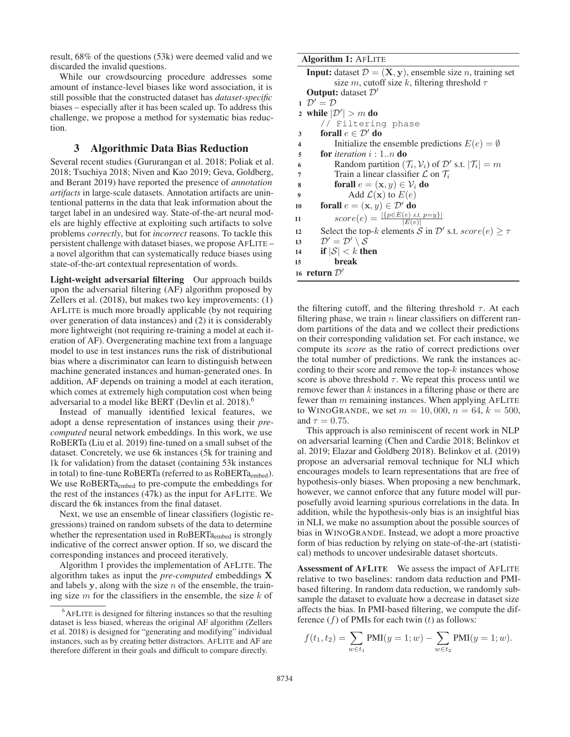result, 68% of the questions (53k) were deemed valid and we discarded the invalid questions.

While our crowdsourcing procedure addresses some amount of instance-level biases like word association, it is still possible that the constructed dataset has *dataset-specific* biases – especially after it has been scaled up. To address this challenge, we propose a method for systematic bias reduction.

## 3 Algorithmic Data Bias Reduction

Several recent studies (Gururangan et al. 2018; Poliak et al. 2018; Tsuchiya 2018; Niven and Kao 2019; Geva, Goldberg, and Berant 2019) have reported the presence of *annotation artifacts* in large-scale datasets. Annotation artifacts are unintentional patterns in the data that leak information about the target label in an undesired way. State-of-the-art neural models are highly effective at exploiting such artifacts to solve problems *correctly*, but for *incorrect* reasons. To tackle this persistent challenge with dataset biases, we propose AFLITE – a novel algorithm that can systematically reduce biases using state-of-the-art contextual representation of words.

**Light-weight adversarial filtering** Our approach builds upon the adversarial filtering (AF) algorithm proposed by Zellers et al. (2018), but makes two key improvements: (1) AFLITE is much more broadly applicable (by not requiring over generation of data instances) and (2) it is considerably more lightweight (not requiring re-training a model at each iteration of AF). Overgenerating machine text from a language model to use in test instances runs the risk of distributional bias where a discriminator can learn to distinguish between machine generated instances and human-generated ones. In addition, AF depends on training a model at each iteration, which comes at extremely high computation cost when being adversarial to a model like BERT (Devlin et al. 2018).[6]

Instead of manually identified lexical features, we adopt a dense representation of instances using their *pre-computed* neural network embeddings. In this work, we use RoBERTa (Liu et al. 2019) fine-tuned on a small subset of the dataset. Concretely, we use 6k instances (5k for training and 1k for validation) from the dataset (containing 53k instances in total) to fine-tune RoBERTa (referred to as RoBERTa$_{\text{embed}}$). We use RoBERTa$_{\text{embed}}$ to pre-compute the embeddings for the rest of the instances (47k) as the input for AFLITE. We discard the 6k instances from the final dataset.

Next, we use an ensemble of linear classifiers (logistic regressions) trained on random subsets of the data to determine whether the representation used in RoBERTa$_{\text{embed}}$ is strongly indicative of the correct answer option. If so, we discard the corresponding instances and proceed iteratively.

Algorithm 1 provides the implementation of AFLITE. The algorithm takes as input the *pre-computed* embeddings $\mathbf{X}$ and labels $\mathbf{y}$, along with the size $n$ of the ensemble, the training size $m$ for the classifiers in the ensemble, the size $k$ of the filtering cutoff, and the filtering threshold $\tau$. At each filtering phase, we train $n$ linear classifiers on different random partitions of the data and we collect their predictions on their corresponding validation set. For each instance, we compute its *score* as the ratio of correct predictions over the total number of predictions. We rank the instances according to their score and remove the top-$k$ instances whose score is above threshold $\tau$. We repeat this process until we remove fewer than $k$ instances in a filtering phase or there are fewer than $m$ remaining instances. When applying AFLITE to WINOGRANDE, we set $m = 10,000$, $n = 64$, $k = 500$, and $\tau = 0.75$.

**Algorithm 1:** AFLITE

**Input:** dataset $\mathcal{D} = (\mathbf{X}, \mathbf{y})$, ensemble size $n$, training set size $m$, cutoff size $k$, filtering threshold $\tau$
**Output:** dataset $\mathcal{D}'$

```
1  D' = D
2  while |D'| > m do
       // Filtering phase
3      forall e ∈ D' do
4          Initialize the ensemble predictions E(e) = ∅
5      for iteration i : 1..n do
6          Random partition (T_i, V_i) of D' s.t. |T_i| = m
7          Train a linear classifier L on T_i
8          forall e = (x, y) ∈ V_i do
9              Add L(x) to E(e)
10     forall e = (x, y) ∈ D' do
11         score(e) = |{p ∈ E(e) s.t. p = y}| / |E(e)|
12     Select the top-k elements S in D' s.t. score(e) ≥ τ
13     D' = D' \ S
14     if |S| < k then
15         break
16 return D'
```

This approach is also reminiscent of recent work in NLP on adversarial learning (Chen and Cardie 2018; Belinkov et al. 2019; Elazar and Goldberg 2018). Belinkov et al. (2019) propose an adversarial removal technique for NLI which encourages models to learn representations that are free of hypothesis-only biases. When proposing a new benchmark, however, we cannot enforce that any future model will purposefully avoid learning spurious correlations in the data. In addition, while the hypothesis-only bias is an insightful bias in NLI, we make no assumption about the possible sources of bias in WINOGRANDE. Instead, we adopt a more proactive form of bias reduction by relying on state-of-the-art (statistical) methods to uncover undesirable dataset shortcuts.

**Assessment of AFLITE** We assess the impact of AFLITE relative to two baselines: random data reduction and PMI-based filtering. In random data reduction, we randomly subsample the dataset to evaluate how a decrease in dataset size affects the bias. In PMI-based filtering, we compute the difference ($f$) of PMIs for each twin ($t$) as follows:

$$f(t_1, t_2) = \sum_{w \in t_1} \text{PMI}(y = 1; w) - \sum_{w \in t_2} \text{PMI}(y = 1; w).$$

[6] AFLITE is designed for filtering instances so that the resulting dataset is less biased, whereas the original AF algorithm (Zellers et al. 2018) is designed for "generating and modifying" individual instances, such as by creating better distractors. AFLITE and AF are therefore different in their goals and difficult to compare directly.